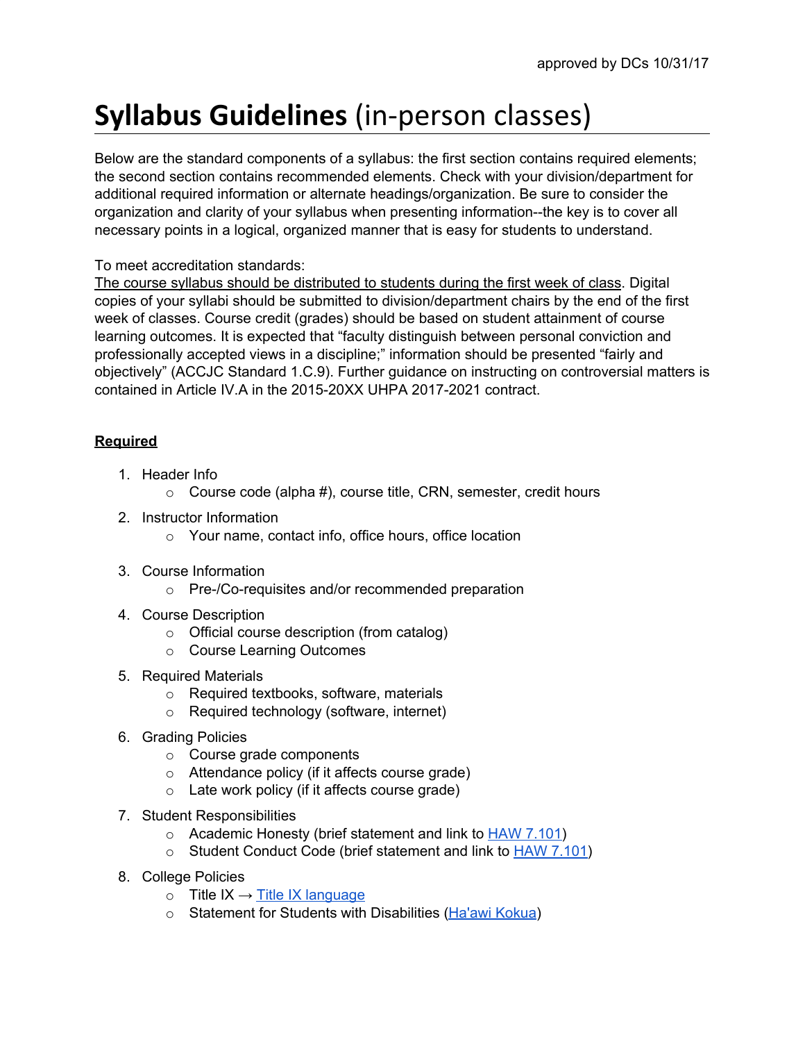approved by DCs 10/31/17

# **Syllabus Guidelines** (in-person classes)

Below are the standard components of a syllabus: the first section contains required elements; the second section contains recommended elements. Check with your division/department for additional required information or alternate headings/organization. Be sure to consider the organization and clarity of your syllabus when presenting information--the key is to cover all necessary points in a logical, organized manner that is easy for students to understand.

To meet accreditation standards:
The course syllabus should be distributed to students during the first week of class. Digital copies of your syllabi should be submitted to division/department chairs by the end of the first week of classes. Course credit (grades) should be based on student attainment of course learning outcomes. It is expected that "faculty distinguish between personal conviction and professionally accepted views in a discipline;" information should be presented "fairly and objectively" (ACCJC Standard 1.C.9). Further guidance on instructing on controversial matters is contained in Article IV.A in the 2015-20XX UHPA 2017-2021 contract.

**Required**

1. Header Info
   - Course code (alpha #), course title, CRN, semester, credit hours
2. Instructor Information
   - Your name, contact info, office hours, office location
3. Course Information
   - Pre-/Co-requisites and/or recommended preparation
4. Course Description
   - Official course description (from catalog)
   - Course Learning Outcomes
5. Required Materials
   - Required textbooks, software, materials
   - Required technology (software, internet)
6. Grading Policies
   - Course grade components
   - Attendance policy (if it affects course grade)
   - Late work policy (if it affects course grade)
7. Student Responsibilities
   - Academic Honesty (brief statement and link to HAW 7.101)
   - Student Conduct Code (brief statement and link to HAW 7.101)
8. College Policies
   - Title IX → Title IX language
   - Statement for Students with Disabilities (Ha'awi Kokua)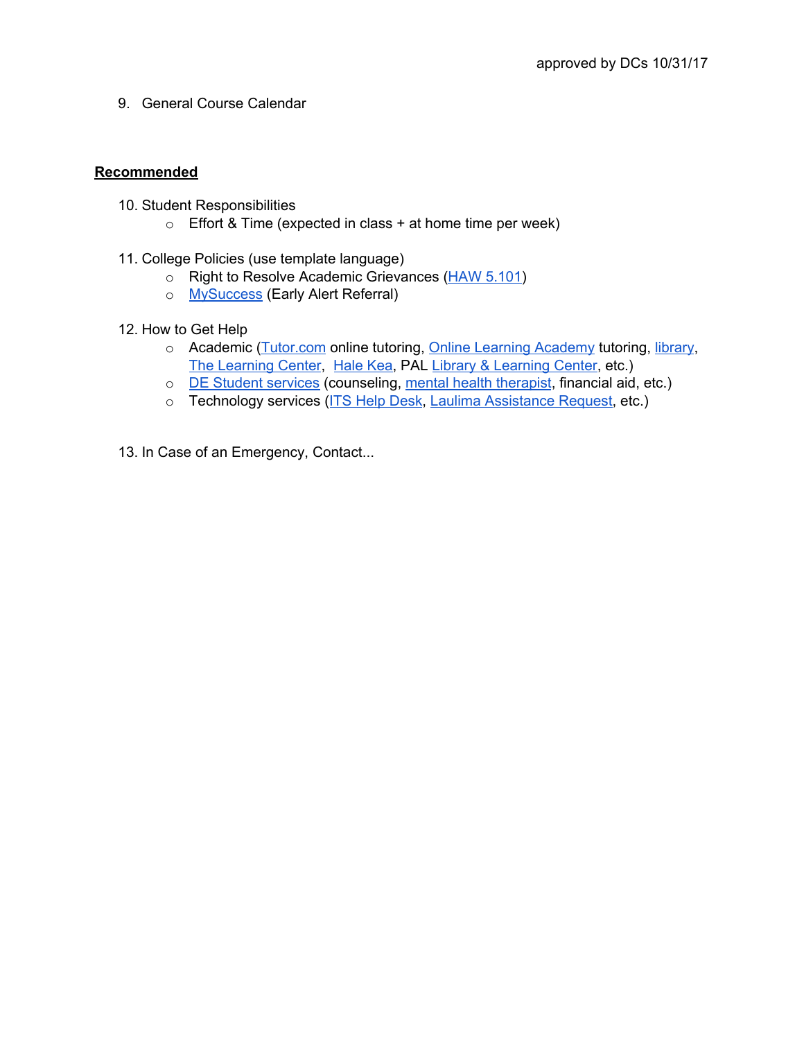approved by DCs 10/31/17

9. General Course Calendar

**Recommended**

10. Student Responsibilities
    - Effort & Time (expected in class + at home time per week)

11. College Policies (use template language)
    - Right to Resolve Academic Grievances (HAW 5.101)
    - MySuccess (Early Alert Referral)

12. How to Get Help
    - Academic (Tutor.com online tutoring, Online Learning Academy tutoring, library, The Learning Center, Hale Kea, PAL Library & Learning Center, etc.)
    - DE Student services (counseling, mental health therapist, financial aid, etc.)
    - Technology services (ITS Help Desk, Laulima Assistance Request, etc.)

13. In Case of an Emergency, Contact...